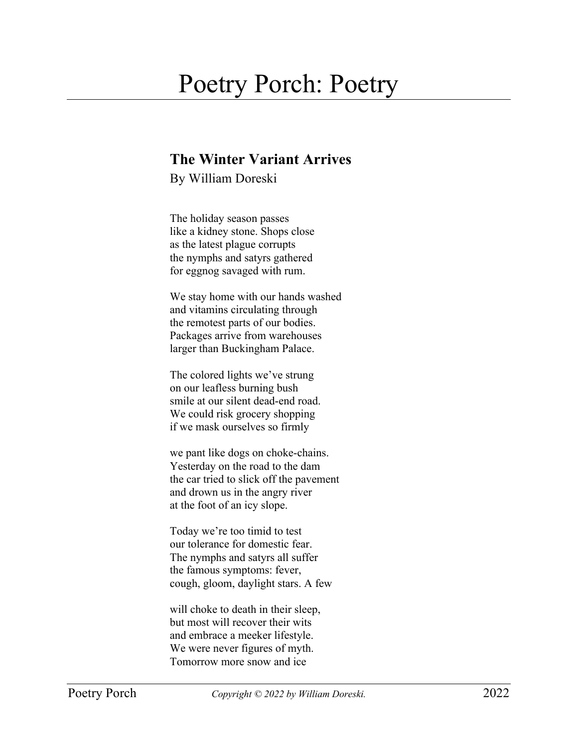# Poetry Porch: Poetry

## The Winter Variant Arrives

By William Doreski

The holiday season passes
like a kidney stone. Shops close
as the latest plague corrupts
the nymphs and satyrs gathered
for eggnog savaged with rum.

We stay home with our hands washed
and vitamins circulating through
the remotest parts of our bodies.
Packages arrive from warehouses
larger than Buckingham Palace.

The colored lights we've strung
on our leafless burning bush
smile at our silent dead-end road.
We could risk grocery shopping
if we mask ourselves so firmly

we pant like dogs on choke-chains.
Yesterday on the road to the dam
the car tried to slick off the pavement
and drown us in the angry river
at the foot of an icy slope.

Today we're too timid to test
our tolerance for domestic fear.
The nymphs and satyrs all suffer
the famous symptoms: fever,
cough, gloom, daylight stars. A few

will choke to death in their sleep,
but most will recover their wits
and embrace a meeker lifestyle.
We were never figures of myth.
Tomorrow more snow and ice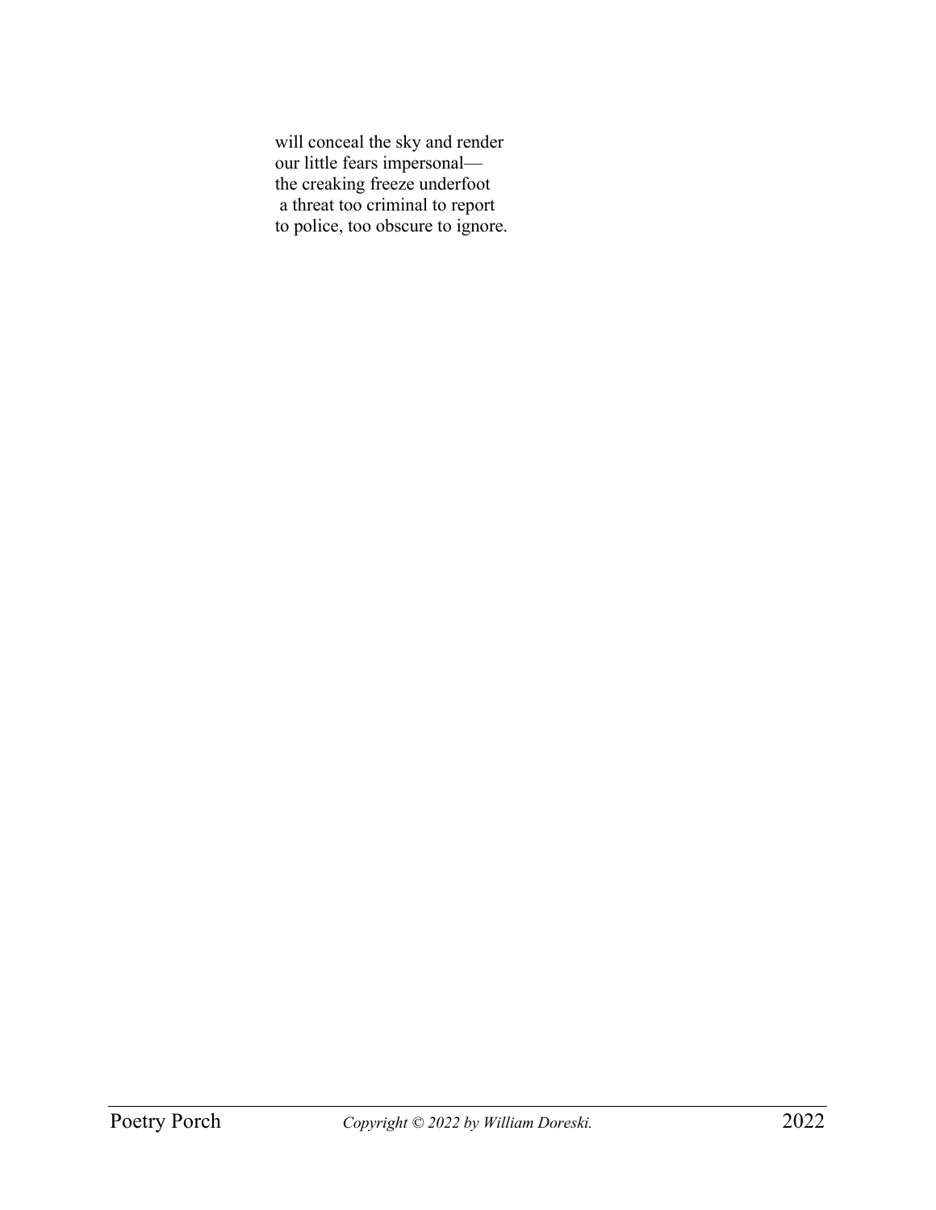will conceal the sky and render  
our little fears impersonal—  
the creaking freeze underfoot  
 a threat too criminal to report  
to police, too obscure to ignore.

*Copyright © 2022 by William Doreski.*